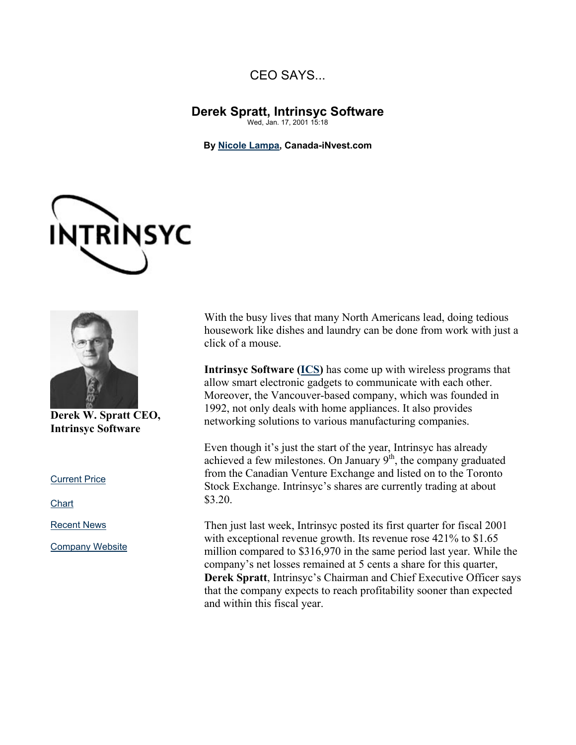CEO SAYS...

# Derek Spratt, Intrinsyc Software

Wed, Jan. 17, 2001 15:18

**By Nicole Lampa, Canada-iNvest.com**

**Derek W. Spratt CEO, Intrinsyc Software**

Current Price

Chart

Recent News

Company Website

With the busy lives that many North Americans lead, doing tedious housework like dishes and laundry can be done from work with just a click of a mouse.

**Intrinsyc Software (ICS)** has come up with wireless programs that allow smart electronic gadgets to communicate with each other. Moreover, the Vancouver-based company, which was founded in 1992, not only deals with home appliances. It also provides networking solutions to various manufacturing companies.

Even though it's just the start of the year, Intrinsyc has already achieved a few milestones. On January 9th, the company graduated from the Canadian Venture Exchange and listed on to the Toronto Stock Exchange. Intrinsyc's shares are currently trading at about $3.20.

Then just last week, Intrinsyc posted its first quarter for fiscal 2001 with exceptional revenue growth. Its revenue rose 421% to $1.65 million compared to $316,970 in the same period last year. While the company's net losses remained at 5 cents a share for this quarter, **Derek Spratt**, Intrinsyc's Chairman and Chief Executive Officer says that the company expects to reach profitability sooner than expected and within this fiscal year.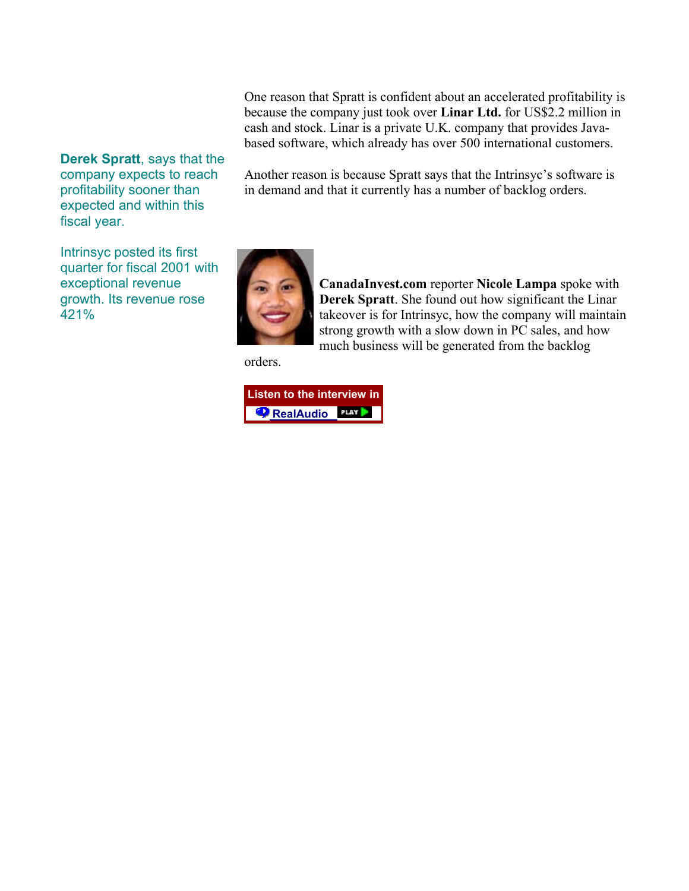One reason that Spratt is confident about an accelerated profitability is because the company just took over **Linar Ltd.** for US$2.2 million in cash and stock. Linar is a private U.K. company that provides Java-based software, which already has over 500 international customers.

**Derek Spratt**, says that the company expects to reach profitability sooner than expected and within this fiscal year.

Another reason is because Spratt says that the Intrinsyc's software is in demand and that it currently has a number of backlog orders.

Intrinsyc posted its first quarter for fiscal 2001 with exceptional revenue growth. Its revenue rose 421%

**CanadaInvest.com** reporter **Nicole Lampa** spoke with **Derek Spratt**. She found out how significant the Linar takeover is for Intrinsyc, how the company will maintain strong growth with a slow down in PC sales, and how much business will be generated from the backlog orders.

**Listen to the interview in**
RealAudio PLAY